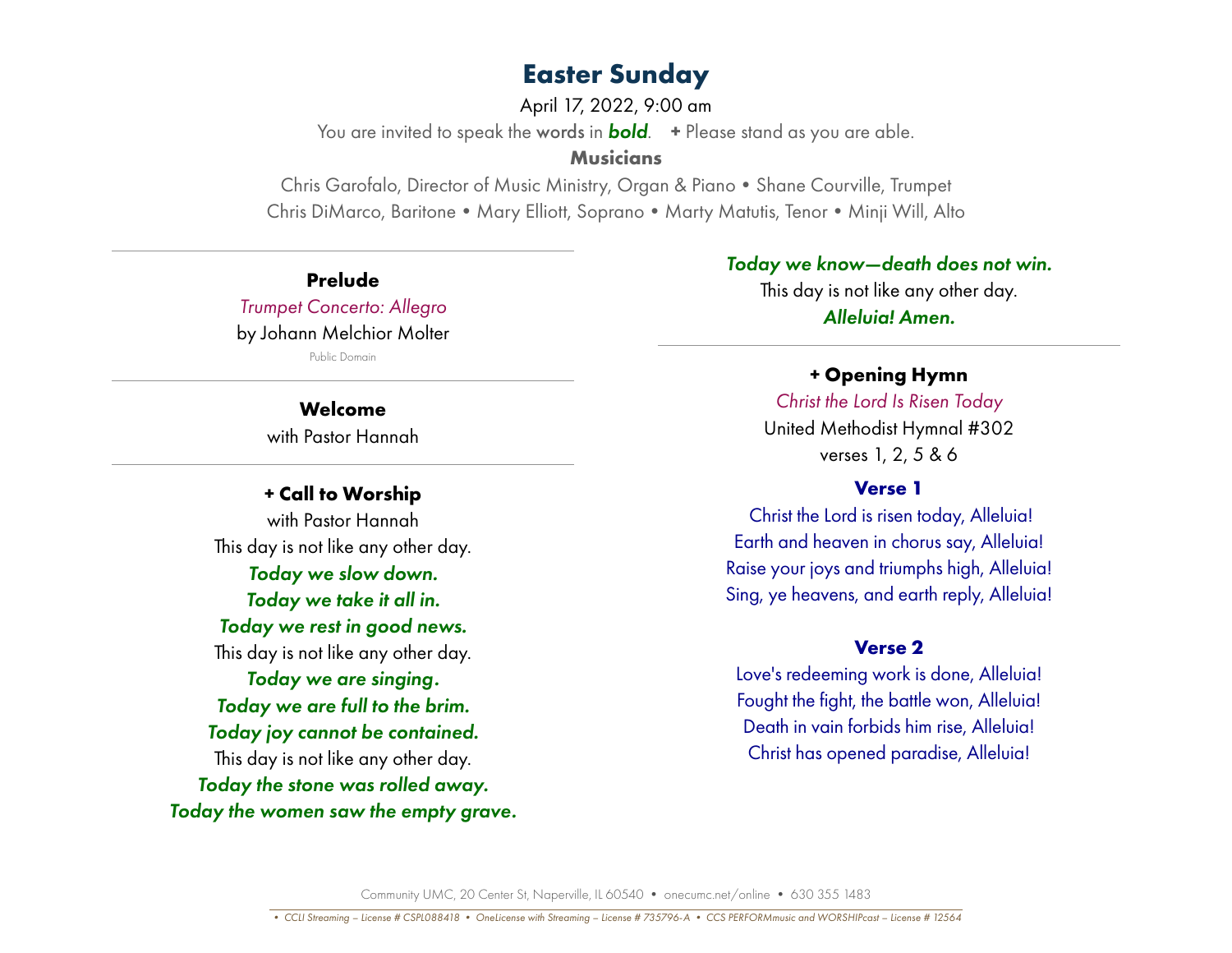# Easter Sunday

April 17, 2022, 9:00 am

You are invited to speak the words in ***bold***. **+** Please stand as you are able.

**Musicians**

Chris Garofalo, Director of Music Ministry, Organ & Piano • Shane Courville, Trumpet
Chris DiMarco, Baritone • Mary Elliott, Soprano • Marty Matutis, Tenor • Minji Will, Alto

---

## Prelude

*Trumpet Concerto: Allegro*
by Johann Melchior Molter
Public Domain

---

## Welcome

with Pastor Hannah

---

## + Call to Worship

with Pastor Hannah

This day is not like any other day.
***Today we slow down.***
***Today we take it all in.***
***Today we rest in good news.***
This day is not like any other day.
***Today we are singing.***
***Today we are full to the brim.***
***Today joy cannot be contained.***
This day is not like any other day.
***Today the stone was rolled away.***
***Today the women saw the empty grave.***
***Today we know—death does not win.***
This day is not like any other day.
***Alleluia! Amen.***

---

## + Opening Hymn

*Christ the Lord Is Risen Today*
United Methodist Hymnal #302
verses 1, 2, 5 & 6

**Verse 1**

Christ the Lord is risen today, Alleluia!
Earth and heaven in chorus say, Alleluia!
Raise your joys and triumphs high, Alleluia!
Sing, ye heavens, and earth reply, Alleluia!

**Verse 2**

Love's redeeming work is done, Alleluia!
Fought the fight, the battle won, Alleluia!
Death in vain forbids him rise, Alleluia!
Christ has opened paradise, Alleluia!

Community UMC, 20 Center St, Naperville, IL 60540 • onecumc.net/online • 630 355 1483

*• CCLI Streaming – License # CSPL088418 • OneLicense with Streaming – License # 735796-A • CCS PERFORMmusic and WORSHIPcast – License # 12564*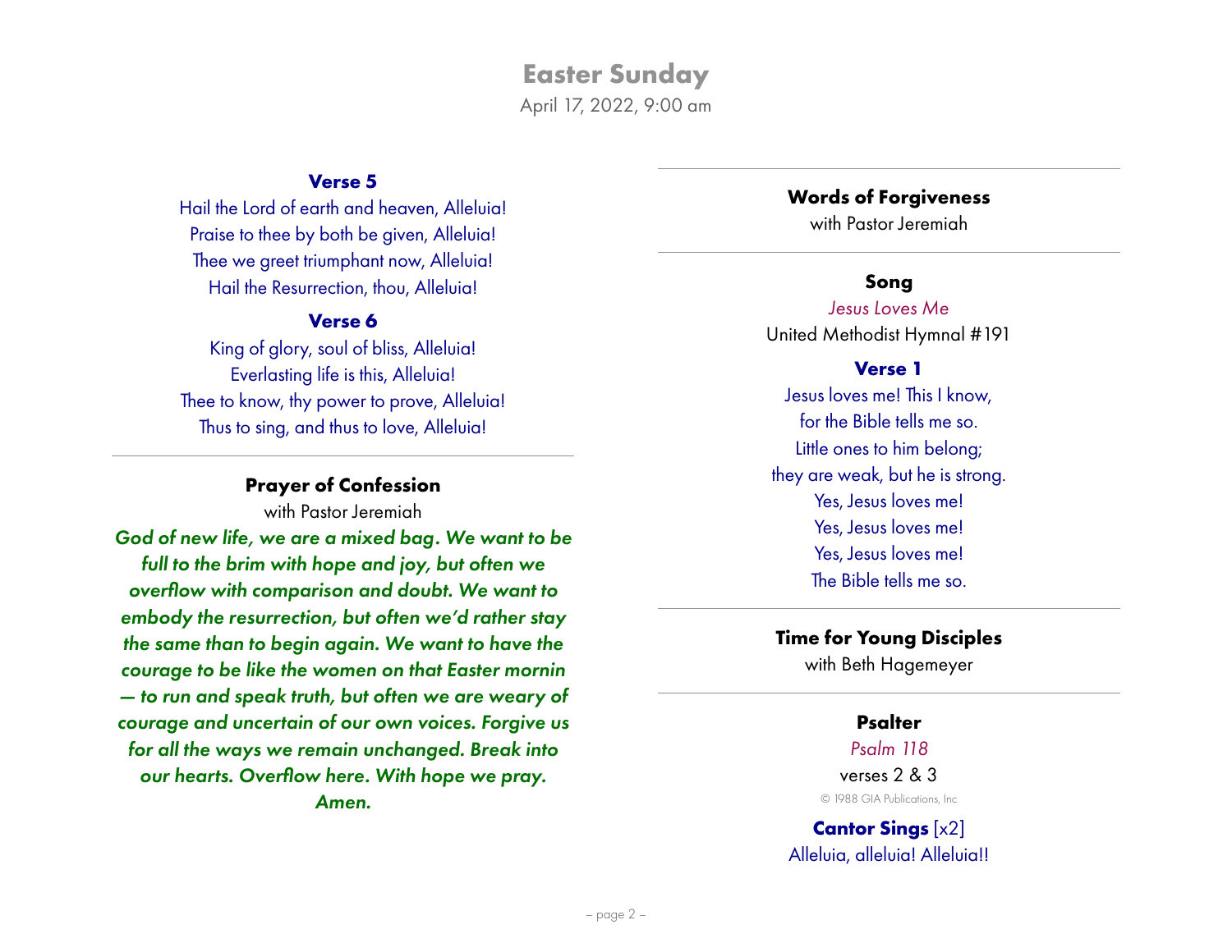**Verse 5**

Hail the Lord of earth and heaven, Alleluia!
Praise to thee by both be given, Alleluia!
Thee we greet triumphant now, Alleluia!
Hail the Resurrection, thou, Alleluia!

**Verse 6**

King of glory, soul of bliss, Alleluia!
Everlasting life is this, Alleluia!
Thee to know, thy power to prove, Alleluia!
Thus to sing, and thus to love, Alleluia!

---

### Prayer of Confession

with Pastor Jeremiah

***God of new life, we are a mixed bag. We want to be full to the brim with hope and joy, but often we overflow with comparison and doubt. We want to embody the resurrection, but often we'd rather stay the same than to begin again. We want to have the courage to be like the women on that Easter mornin — to run and speak truth, but often we are weary of courage and uncertain of our own voices. Forgive us for all the ways we remain unchanged. Break into our hearts. Overflow here. With hope we pray. Amen.***

---

### Words of Forgiveness

with Pastor Jeremiah

---

### Song

*Jesus Loves Me*

United Methodist Hymnal #191

**Verse 1**

Jesus loves me! This I know,
for the Bible tells me so.
Little ones to him belong;
they are weak, but he is strong.
Yes, Jesus loves me!
Yes, Jesus loves me!
Yes, Jesus loves me!
The Bible tells me so.

---

### Time for Young Disciples

with Beth Hagemeyer

---

### Psalter

*Psalm 118*

verses 2 & 3

© 1988 GIA Publications, Inc

**Cantor Sings** [x2]

Alleluia, alleluia! Alleluia!!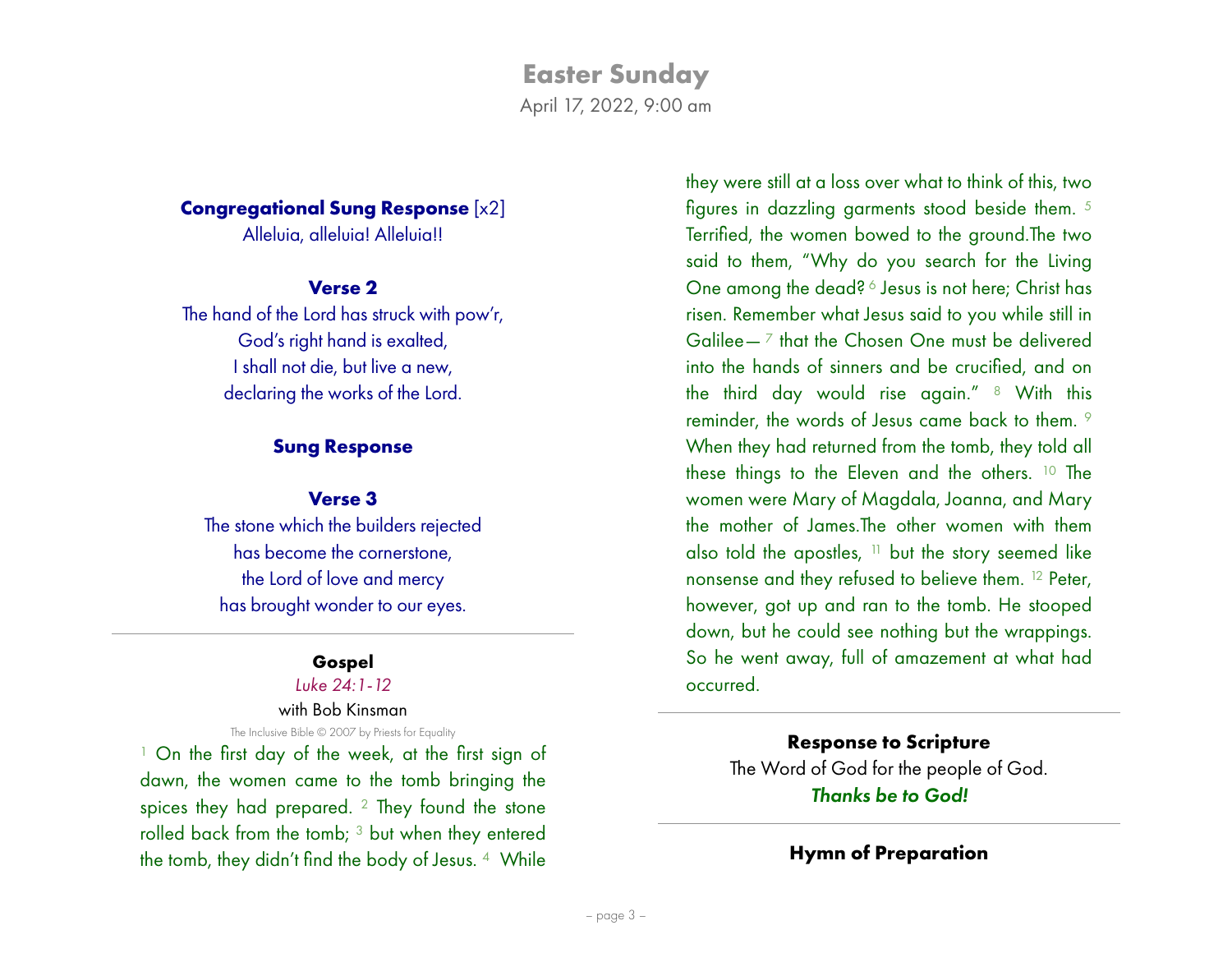# Easter Sunday

April 17, 2022, 9:00 am

**Congregational Sung Response** [x2]

Alleluia, alleluia! Alleluia!!

**Verse 2**

The hand of the Lord has struck with pow'r,
God's right hand is exalted,
I shall not die, but live a new,
declaring the works of the Lord.

**Sung Response**

**Verse 3**

The stone which the builders rejected
has become the cornerstone,
the Lord of love and mercy
has brought wonder to our eyes.

---

**Gospel**

*Luke 24:1-12*

with Bob Kinsman

The Inclusive Bible © 2007 by Priests for Equality

[1] On the first day of the week, at the first sign of dawn, the women came to the tomb bringing the spices they had prepared. [2] They found the stone rolled back from the tomb; [3] but when they entered the tomb, they didn't find the body of Jesus. [4] While they were still at a loss over what to think of this, two figures in dazzling garments stood beside them. [5] Terrified, the women bowed to the ground.The two said to them, "Why do you search for the Living One among the dead? [6] Jesus is not here; Christ has risen. Remember what Jesus said to you while still in Galilee— [7] that the Chosen One must be delivered into the hands of sinners and be crucified, and on the third day would rise again." [8] With this reminder, the words of Jesus came back to them. [9] When they had returned from the tomb, they told all these things to the Eleven and the others. [10] The women were Mary of Magdala, Joanna, and Mary the mother of James.The other women with them also told the apostles, [11] but the story seemed like nonsense and they refused to believe them. [12] Peter, however, got up and ran to the tomb. He stooped down, but he could see nothing but the wrappings. So he went away, full of amazement at what had occurred.

---

**Response to Scripture**

The Word of God for the people of God.

***Thanks be to God!***

---

**Hymn of Preparation**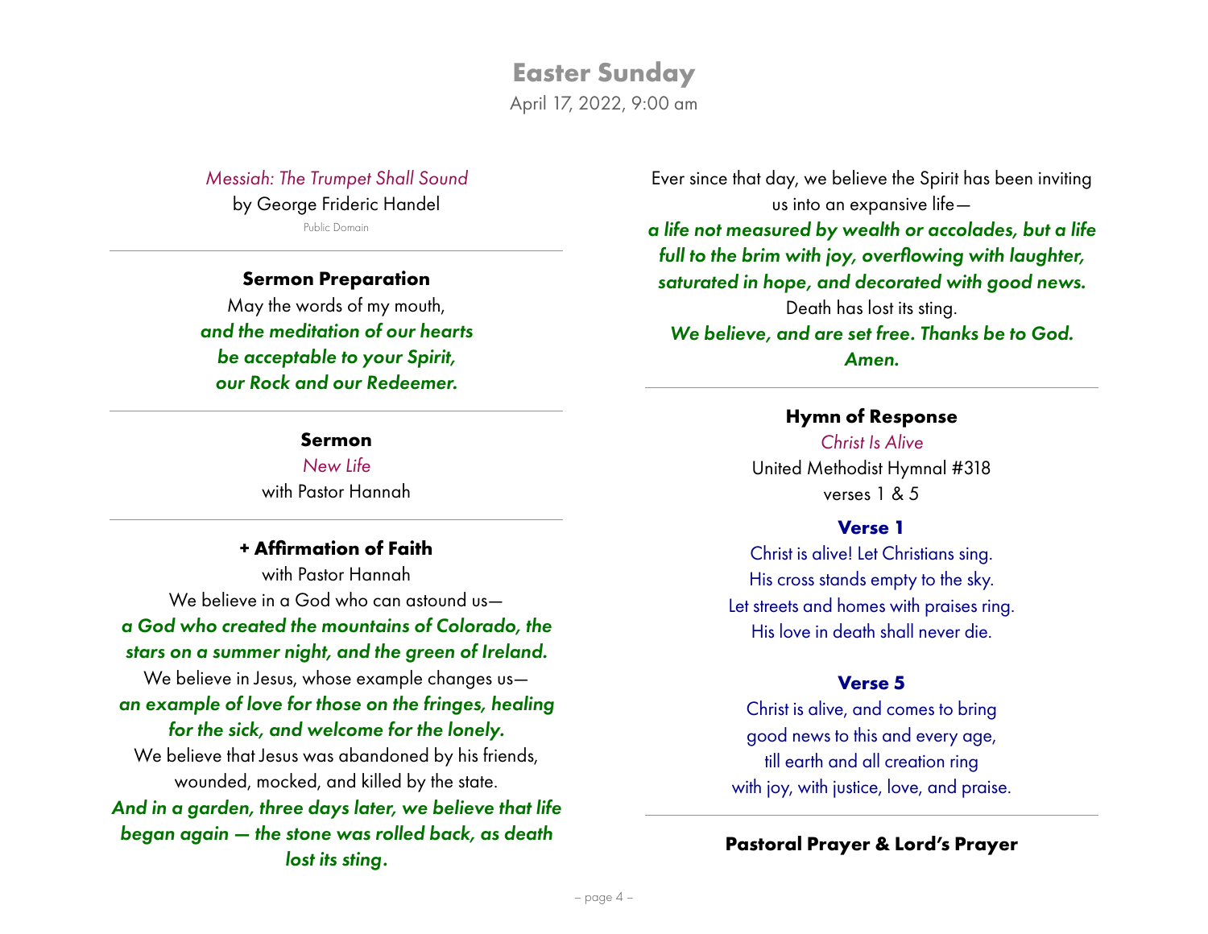# Easter Sunday

April 17, 2022, 9:00 am

*Messiah: The Trumpet Shall Sound*
by George Frideric Handel
Public Domain

---

### Sermon Preparation

May the words of my mouth,
***and the meditation of our hearts***
***be acceptable to your Spirit,***
***our Rock and our Redeemer.***

---

### Sermon

*New Life*
with Pastor Hannah

---

### + Affirmation of Faith

with Pastor Hannah

We believe in a God who can astound us—
***a God who created the mountains of Colorado, the stars on a summer night, and the green of Ireland.***
We believe in Jesus, whose example changes us—
***an example of love for those on the fringes, healing for the sick, and welcome for the lonely.***
We believe that Jesus was abandoned by his friends, wounded, mocked, and killed by the state.
***And in a garden, three days later, we believe that life began again — the stone was rolled back, as death lost its sting.***
Ever since that day, we believe the Spirit has been inviting us into an expansive life—
***a life not measured by wealth or accolades, but a life full to the brim with joy, overflowing with laughter, saturated in hope, and decorated with good news.***
Death has lost its sting.
***We believe, and are set free. Thanks be to God. Amen.***

---

### Hymn of Response

*Christ Is Alive*
United Methodist Hymnal #318
verses 1 & 5

**Verse 1**

Christ is alive! Let Christians sing.
His cross stands empty to the sky.
Let streets and homes with praises ring.
His love in death shall never die.

**Verse 5**

Christ is alive, and comes to bring
good news to this and every age,
till earth and all creation ring
with joy, with justice, love, and praise.

---

### Pastoral Prayer & Lord's Prayer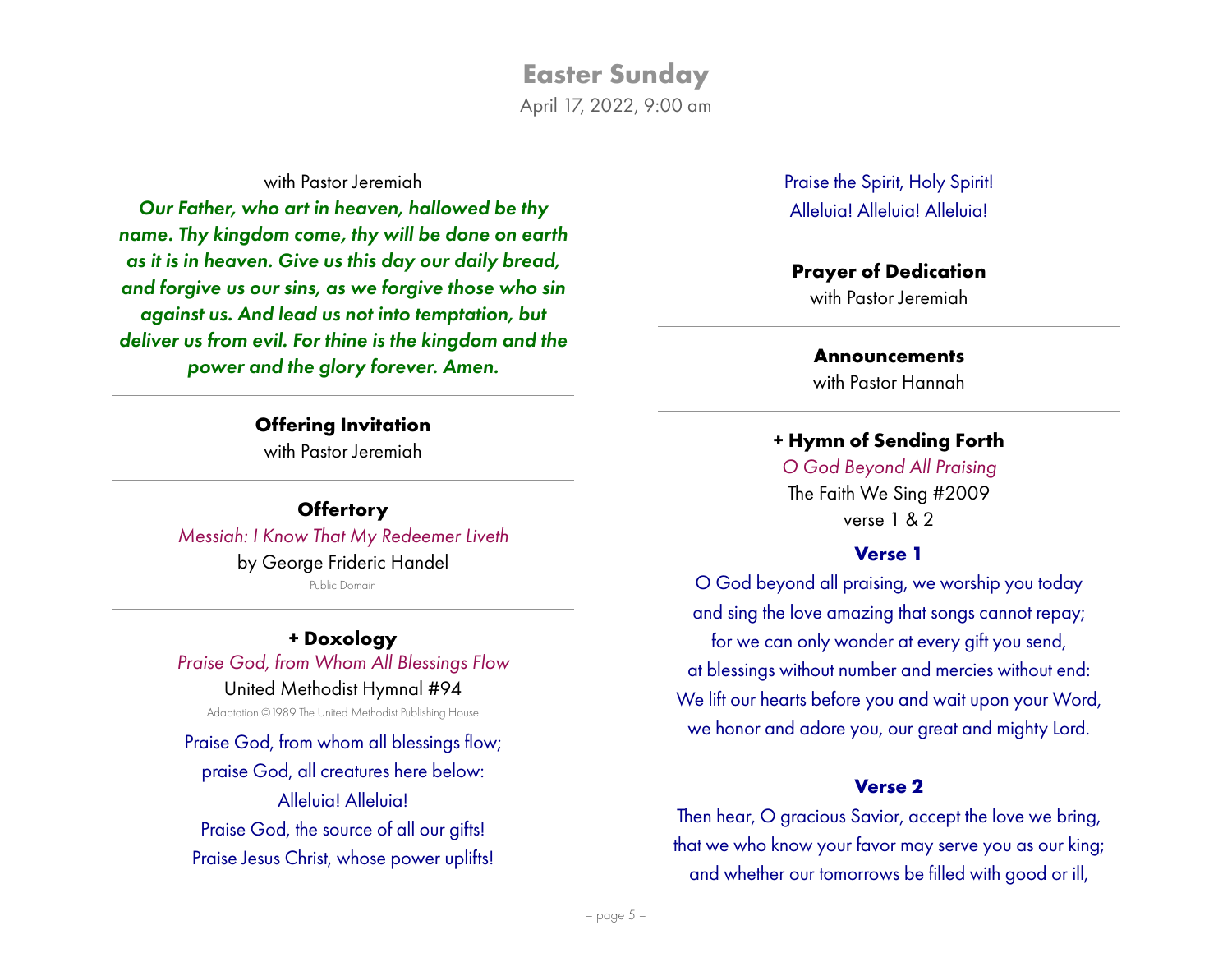# Easter Sunday

April 17, 2022, 9:00 am

with Pastor Jeremiah

***Our Father, who art in heaven, hallowed be thy name. Thy kingdom come, thy will be done on earth as it is in heaven. Give us this day our daily bread, and forgive us our sins, as we forgive those who sin against us. And lead us not into temptation, but deliver us from evil. For thine is the kingdom and the power and the glory forever. Amen.***

---

**Offering Invitation**

with Pastor Jeremiah

---

**Offertory**

*Messiah: I Know That My Redeemer Liveth*

by George Frideric Handel

Public Domain

---

**+ Doxology**

*Praise God, from Whom All Blessings Flow*

United Methodist Hymnal #94

Adaptation ©1989 The United Methodist Publishing House

Praise God, from whom all blessings flow;
praise God, all creatures here below:
Alleluia! Alleluia!
Praise God, the source of all our gifts!
Praise Jesus Christ, whose power uplifts!
Praise the Spirit, Holy Spirit!
Alleluia! Alleluia! Alleluia!

---

**Prayer of Dedication**

with Pastor Jeremiah

---

**Announcements**

with Pastor Hannah

---

**+ Hymn of Sending Forth**

*O God Beyond All Praising*

The Faith We Sing #2009

verse 1 & 2

**Verse 1**

O God beyond all praising, we worship you today
and sing the love amazing that songs cannot repay;
for we can only wonder at every gift you send,
at blessings without number and mercies without end:
We lift our hearts before you and wait upon your Word,
we honor and adore you, our great and mighty Lord.

**Verse 2**

Then hear, O gracious Savior, accept the love we bring,
that we who know your favor may serve you as our king;
and whether our tomorrows be filled with good or ill,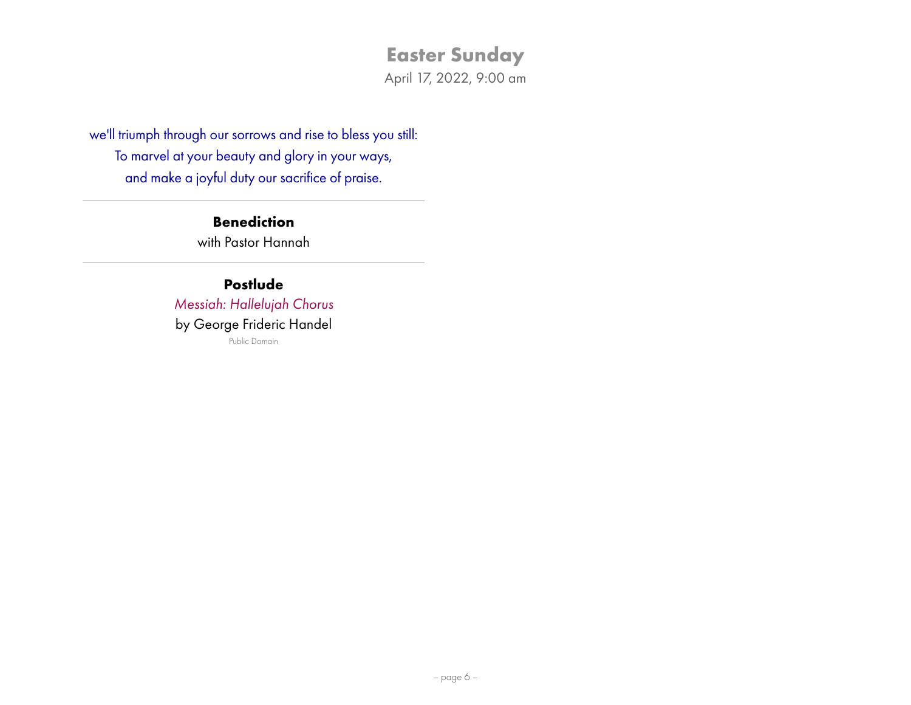we'll triumph through our sorrows and rise to bless you still:
To marvel at your beauty and glory in your ways,
and make a joyful duty our sacrifice of praise.

---

**Benediction**

with Pastor Hannah

---

**Postlude**

*Messiah: Hallelujah Chorus*

by George Frideric Handel

Public Domain